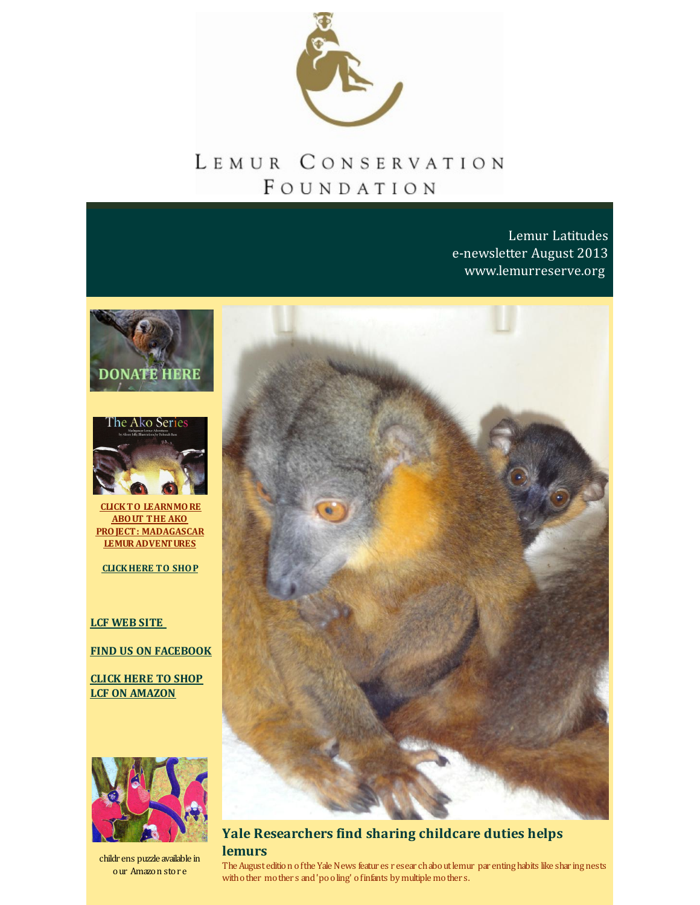# Lemur Conservation Foundation

Lemur Latitudes
e-newsletter August 2013
www.lemurreserve.org

DONATE HERE

The Ako Series

**CLICK TO LEARN MORE ABOUT THE AKO PROJECT: MADAGASCAR LEMUR ADVENTURES**

**CLICK HERE TO SHOP**

**LCF WEB SITE**

**FIND US ON FACEBOOK**

**CLICK HERE TO SHOP LCF ON AMAZON**

childrens puzzle available in our Amazon store

## Yale Researchers find sharing childcare duties helps lemurs

The August edition of the Yale News features research about lemur parenting habits like sharing nests with other mothers and 'pooling' of infants by multiple mothers.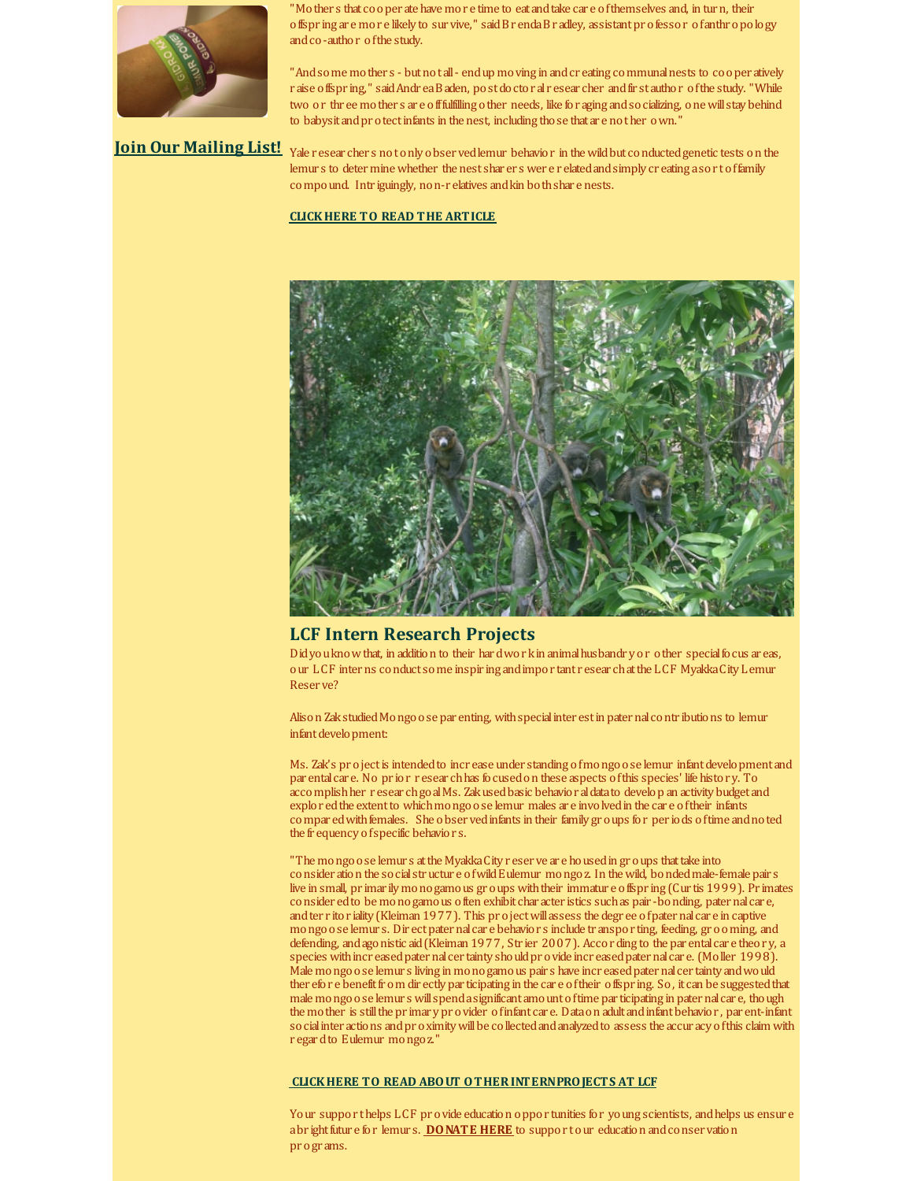"Mothers that cooperate have more time to eat and take care of themselves and, in turn, their offspring are more likely to survive," said Brenda Bradley, assistant professor of anthropology and co-author of the study.

"And some mothers - but not all - end up moving in and creating communal nests to cooperatively raise offspring," said Andrea Baden, postdoctoral researcher and first author of the study. "While two or three mothers are off fulfilling other needs, like foraging and socializing, one will stay behind to babysit and protect infants in the nest, including those that are not her own."

**Join Our Mailing List!**

Yale researchers not only observed lemur behavior in the wild but conducted genetic tests on the lemurs to determine whether the nest sharers were related and simply creating a sort of family compound. Intriguingly, non-relatives and kin both share nests.

**CLICK HERE TO READ THE ARTICLE**

## LCF Intern Research Projects

Did you know that, in addition to their hard work in animal husbandry or other special focus areas, our LCF interns conduct some inspiring and important research at the LCF Myakka City Lemur Reserve?

Alison Zak studied Mongoose parenting, with special interest in paternal contributions to lemur infant development:

Ms. Zak's project is intended to increase understanding of mongoose lemur infant development and parental care. No prior research has focused on these aspects of this species' life history. To accomplish her research goal Ms. Zak used basic behavioral data to develop an activity budget and explored the extent to which mongoose lemur males are involved in the care of their infants compared with females. She observed infants in their family groups for periods of time and noted the frequency of specific behaviors.

"The mongoose lemurs at the Myakka City reserve are housed in groups that take into consideration the social structure of wild Eulemur mongoz. In the wild, bonded male-female pairs live in small, primarily monogamous groups with their immature offspring (Curtis 1999). Primates considered to be monogamous often exhibit characteristics such as pair-bonding, paternal care, and territoriality (Kleiman 1977). This project will assess the degree of paternal care in captive mongoose lemurs. Direct paternal care behaviors include transporting, feeding, grooming, and defending, and agonistic aid (Kleiman 1977, Strier 2007). According to the parental care theory, a species with increased paternal certainty should provide increased paternal care. (Moller 1998). Male mongoose lemurs living in monogamous pairs have increased paternal certainty and would therefore benefit from directly participating in the care of their offspring. So, it can be suggested that male mongoose lemurs will spend a significant amount of time participating in paternal care, though the mother is still the primary provider of infant care. Data on adult and infant behavior, parent-infant social interactions and proximity will be collected and analyzed to assess the accuracy of this claim with regard to Eulemur mongoz."

**CLICK HERE TO READ ABOUT OTHER INTERN PROJECTS AT LCF**

Your support helps LCF provide education opportunities for young scientists, and helps us ensure a bright future for lemurs. **DONATE HERE** to support our education and conservation programs.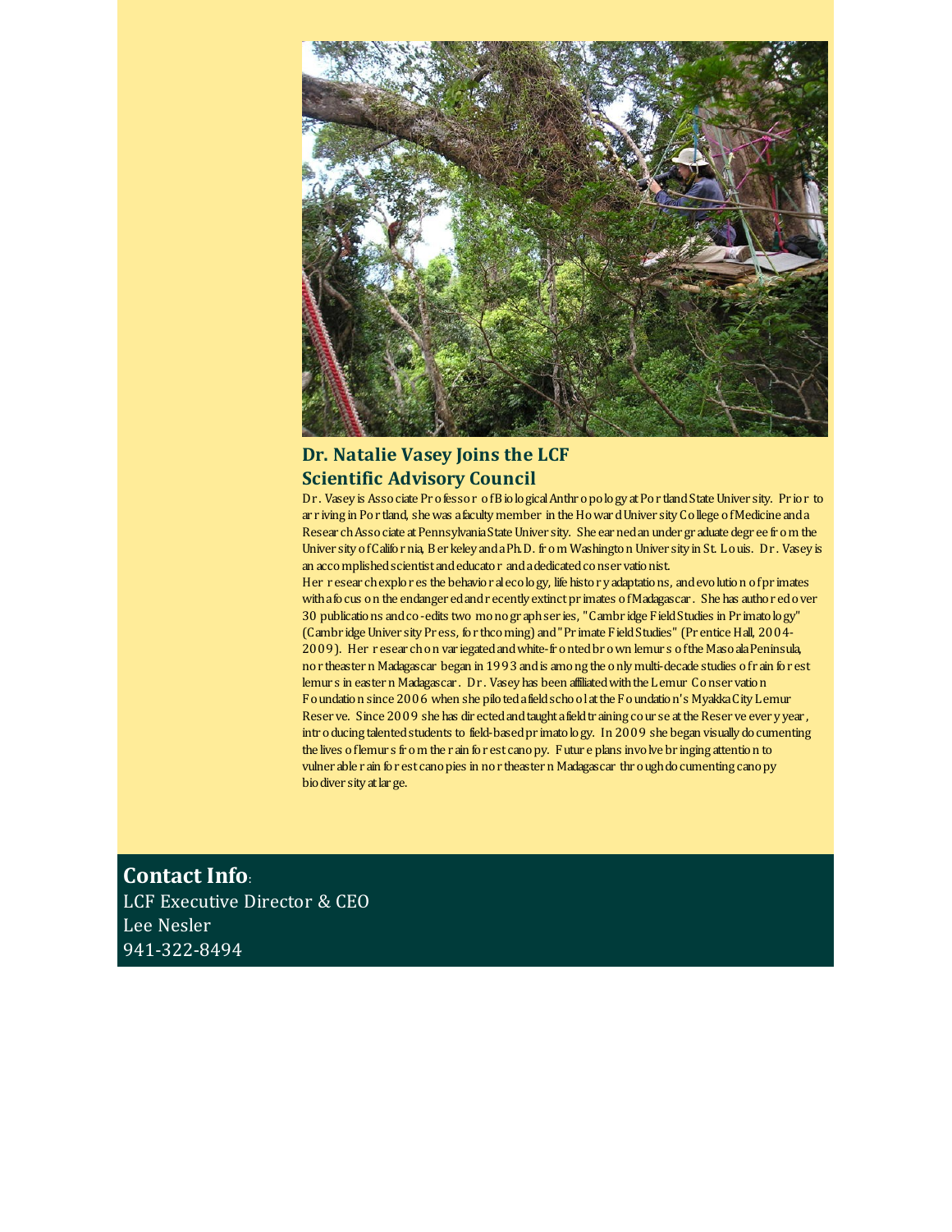## Dr. Natalie Vasey Joins the LCF Scientific Advisory Council

Dr. Vasey is Associate Professor of Biological Anthropology at Portland State University. Prior to arriving in Portland, she was a faculty member in the Howard University College of Medicine and a Research Associate at Pennsylvania State University. She earned an undergraduate degree from the University of California, Berkeley and a Ph.D. from Washington University in St. Louis. Dr. Vasey is an accomplished scientist and educator and a dedicated conservationist.

Her research explores the behavioral ecology, life history adaptations, and evolution of primates with a focus on the endangered and recently extinct primates of Madagascar. She has authored over 30 publications and co-edits two monograph series, "Cambridge Field Studies in Primatology" (Cambridge University Press, forthcoming) and "Primate Field Studies" (Prentice Hall, 2004-2009). Her research on variegated and white-fronted brown lemurs of the Masoala Peninsula, northeastern Madagascar began in 1993 and is among the only multi-decade studies of rain forest lemurs in eastern Madagascar. Dr. Vasey has been affiliated with the Lemur Conservation Foundation since 2006 when she piloted a field school at the Foundation's Myakka City Lemur Reserve. Since 2009 she has directed and taught a field training course at the Reserve every year, introducing talented students to field-based primatology. In 2009 she began visually documenting the lives of lemurs from the rain forest canopy. Future plans involve bringing attention to vulnerable rain forest canopies in northeastern Madagascar through documenting canopy biodiversity at large.

**Contact Info**:

LCF Executive Director & CEO

Lee Nesler

941-322-8494